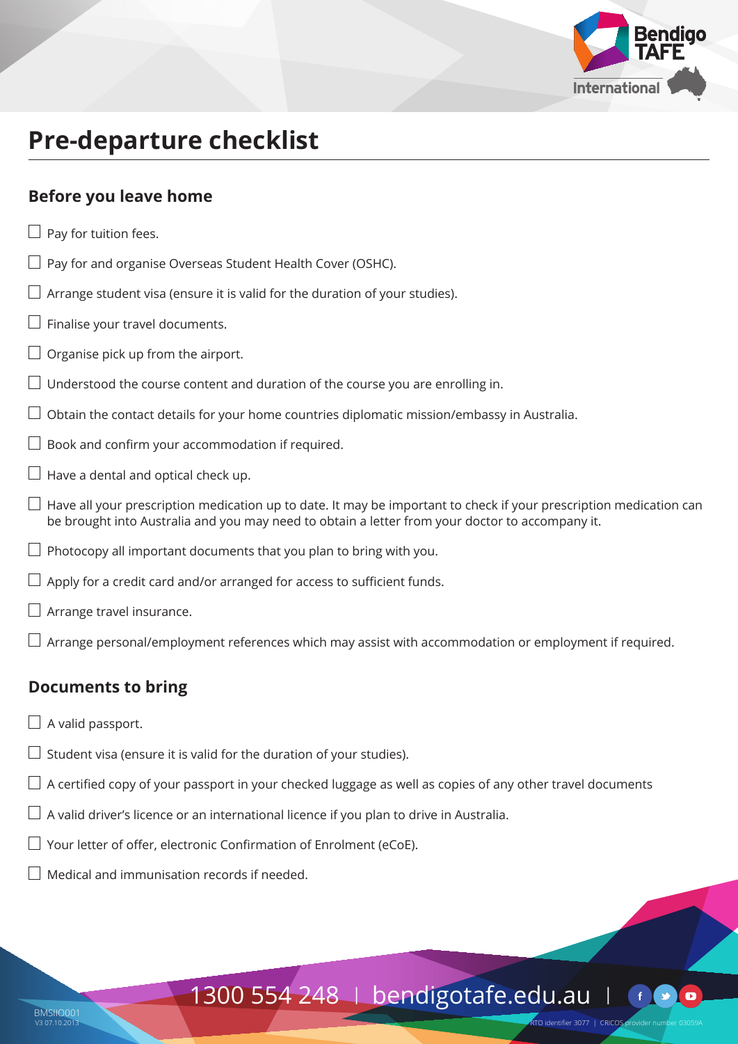# Pre-departure checklist

## Before you leave home

- [ ] Pay for tuition fees.
- [ ] Pay for and organise Overseas Student Health Cover (OSHC).
- [ ] Arrange student visa (ensure it is valid for the duration of your studies).
- [ ] Finalise your travel documents.
- [ ] Organise pick up from the airport.
- [ ] Understood the course content and duration of the course you are enrolling in.
- [ ] Obtain the contact details for your home countries diplomatic mission/embassy in Australia.
- [ ] Book and confirm your accommodation if required.
- [ ] Have a dental and optical check up.
- [ ] Have all your prescription medication up to date. It may be important to check if your prescription medication can be brought into Australia and you may need to obtain a letter from your doctor to accompany it.
- [ ] Photocopy all important documents that you plan to bring with you.
- [ ] Apply for a credit card and/or arranged for access to sufficient funds.
- [ ] Arrange travel insurance.
- [ ] Arrange personal/employment references which may assist with accommodation or employment if required.

## Documents to bring

- [ ] A valid passport.
- [ ] Student visa (ensure it is valid for the duration of your studies).
- [ ] A certified copy of your passport in your checked luggage as well as copies of any other travel documents
- [ ] A valid driver's licence or an international licence if you plan to drive in Australia.
- [ ] Your letter of offer, electronic Confirmation of Enrolment (eCoE).
- [ ] Medical and immunisation records if needed.

1300 554 248 | bendigotafe.edu.au

BMSIIO001
V3 07.10.2013

RTO identifier 3077 | CRICOS provider number 03059A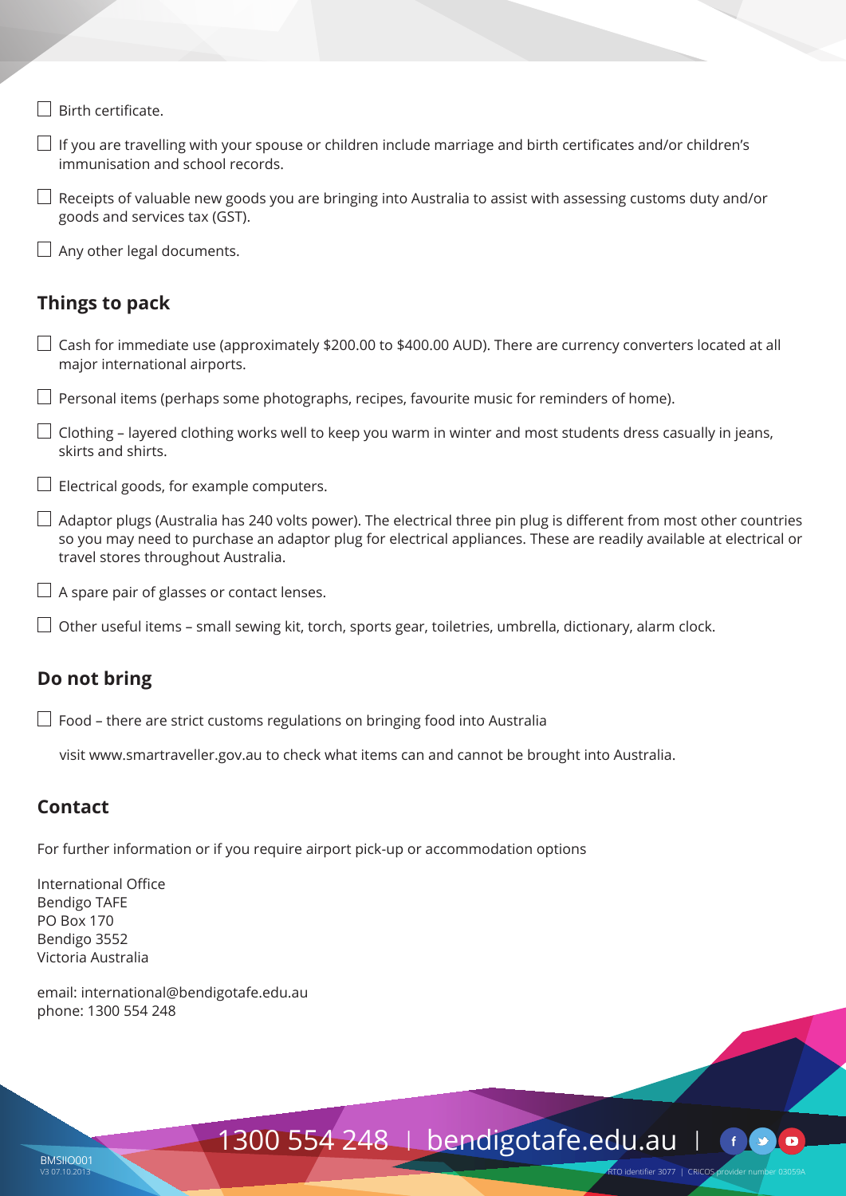- [ ] Birth certificate.
- [ ] If you are travelling with your spouse or children include marriage and birth certificates and/or children's immunisation and school records.
- [ ] Receipts of valuable new goods you are bringing into Australia to assist with assessing customs duty and/or goods and services tax (GST).
- [ ] Any other legal documents.

## Things to pack

- [ ] Cash for immediate use (approximately $200.00 to $400.00 AUD). There are currency converters located at all major international airports.
- [ ] Personal items (perhaps some photographs, recipes, favourite music for reminders of home).
- [ ] Clothing – layered clothing works well to keep you warm in winter and most students dress casually in jeans, skirts and shirts.
- [ ] Electrical goods, for example computers.
- [ ] Adaptor plugs (Australia has 240 volts power). The electrical three pin plug is different from most other countries so you may need to purchase an adaptor plug for electrical appliances. These are readily available at electrical or travel stores throughout Australia.
- [ ] A spare pair of glasses or contact lenses.
- [ ] Other useful items – small sewing kit, torch, sports gear, toiletries, umbrella, dictionary, alarm clock.

## Do not bring

- [ ] Food – there are strict customs regulations on bringing food into Australia

visit www.smartraveller.gov.au to check what items can and cannot be brought into Australia.

## Contact

For further information or if you require airport pick-up or accommodation options

International Office
Bendigo TAFE
PO Box 170
Bendigo 3552
Victoria Australia

email: international@bendigotafe.edu.au
phone: 1300 554 248

1300 554 248 | bendigotafe.edu.au

BMSIIO001
V3 07.10.2013

RTO identifier 3077 | CRICOS provider number 03059A